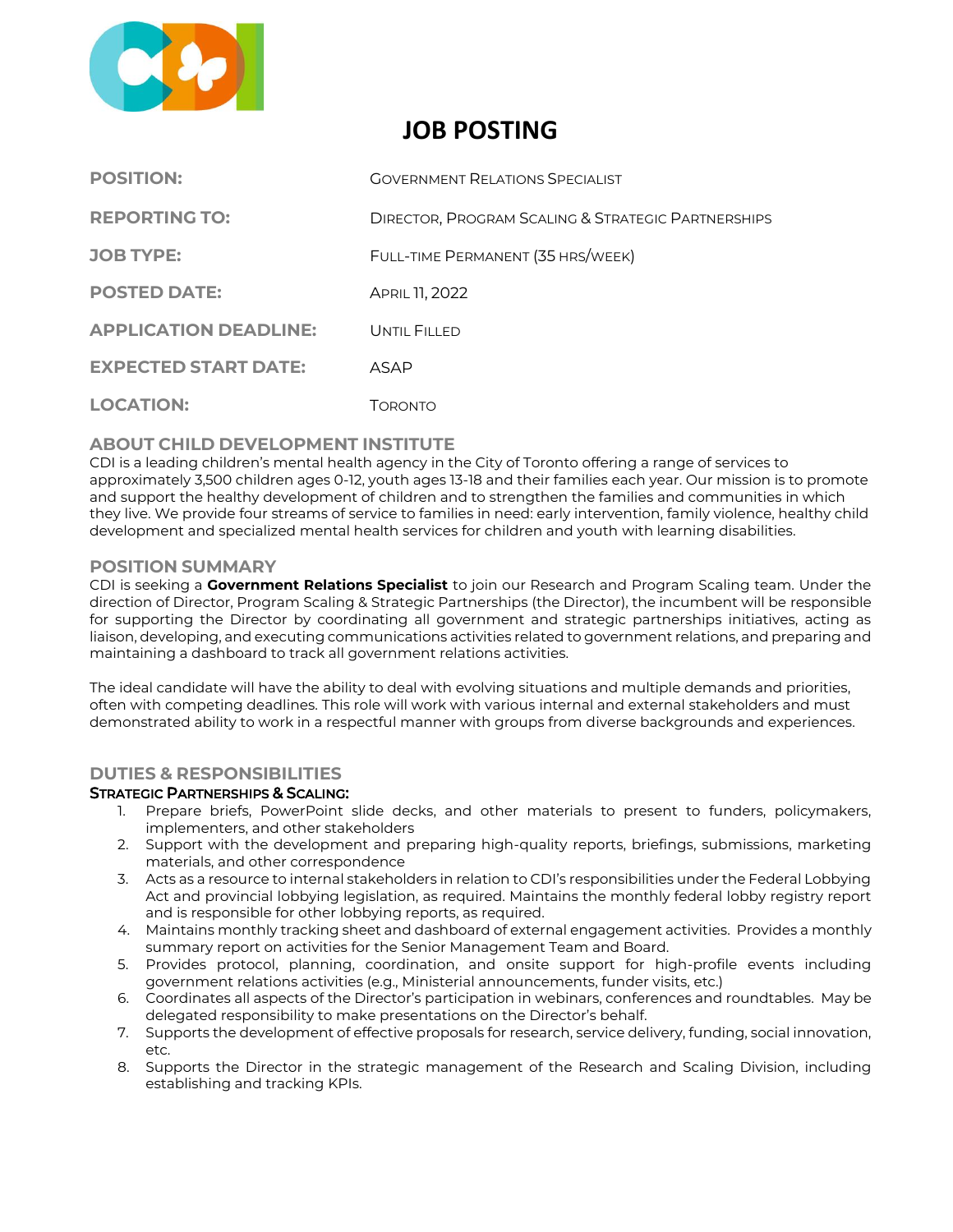# JOB POSTING

| | |
|---|---|
| **POSITION:** | Government Relations Specialist |
| **REPORTING TO:** | Director, Program Scaling & Strategic Partnerships |
| **JOB TYPE:** | Full-time Permanent (35 hrs/week) |
| **POSTED DATE:** | April 11, 2022 |
| **APPLICATION DEADLINE:** | Until Filled |
| **EXPECTED START DATE:** | ASAP |
| **LOCATION:** | Toronto |

## ABOUT CHILD DEVELOPMENT INSTITUTE

CDI is a leading children's mental health agency in the City of Toronto offering a range of services to approximately 3,500 children ages 0-12, youth ages 13-18 and their families each year. Our mission is to promote and support the healthy development of children and to strengthen the families and communities in which they live. We provide four streams of service to families in need: early intervention, family violence, healthy child development and specialized mental health services for children and youth with learning disabilities.

## POSITION SUMMARY

CDI is seeking a **Government Relations Specialist** to join our Research and Program Scaling team. Under the direction of Director, Program Scaling & Strategic Partnerships (the Director), the incumbent will be responsible for supporting the Director by coordinating all government and strategic partnerships initiatives, acting as liaison, developing, and executing communications activities related to government relations, and preparing and maintaining a dashboard to track all government relations activities.

The ideal candidate will have the ability to deal with evolving situations and multiple demands and priorities, often with competing deadlines. This role will work with various internal and external stakeholders and must demonstrated ability to work in a respectful manner with groups from diverse backgrounds and experiences.

## DUTIES & RESPONSIBILITIES

### Strategic Partnerships & Scaling:

1. Prepare briefs, PowerPoint slide decks, and other materials to present to funders, policymakers, implementers, and other stakeholders
2. Support with the development and preparing high-quality reports, briefings, submissions, marketing materials, and other correspondence
3. Acts as a resource to internal stakeholders in relation to CDI's responsibilities under the Federal Lobbying Act and provincial lobbying legislation, as required. Maintains the monthly federal lobby registry report and is responsible for other lobbying reports, as required.
4. Maintains monthly tracking sheet and dashboard of external engagement activities. Provides a monthly summary report on activities for the Senior Management Team and Board.
5. Provides protocol, planning, coordination, and onsite support for high-profile events including government relations activities (e.g., Ministerial announcements, funder visits, etc.)
6. Coordinates all aspects of the Director's participation in webinars, conferences and roundtables. May be delegated responsibility to make presentations on the Director's behalf.
7. Supports the development of effective proposals for research, service delivery, funding, social innovation, etc.
8. Supports the Director in the strategic management of the Research and Scaling Division, including establishing and tracking KPIs.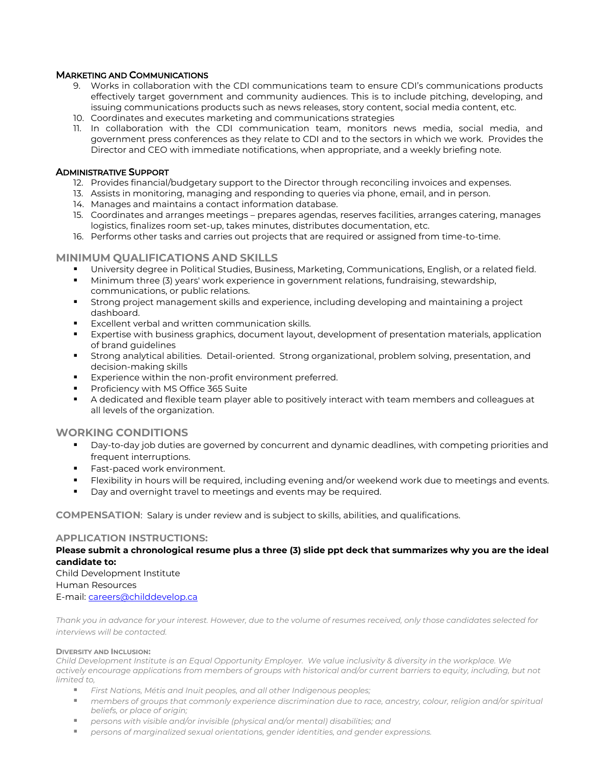### Marketing and Communications

9. Works in collaboration with the CDI communications team to ensure CDI's communications products effectively target government and community audiences. This is to include pitching, developing, and issuing communications products such as news releases, story content, social media content, etc.
10. Coordinates and executes marketing and communications strategies
11. In collaboration with the CDI communication team, monitors news media, social media, and government press conferences as they relate to CDI and to the sectors in which we work. Provides the Director and CEO with immediate notifications, when appropriate, and a weekly briefing note.

### Administrative Support

12. Provides financial/budgetary support to the Director through reconciling invoices and expenses.
13. Assists in monitoring, managing and responding to queries via phone, email, and in person.
14. Manages and maintains a contact information database.
15. Coordinates and arranges meetings – prepares agendas, reserves facilities, arranges catering, manages logistics, finalizes room set-up, takes minutes, distributes documentation, etc.
16. Performs other tasks and carries out projects that are required or assigned from time-to-time.

## MINIMUM QUALIFICATIONS AND SKILLS

- University degree in Political Studies, Business, Marketing, Communications, English, or a related field.
- Minimum three (3) years' work experience in government relations, fundraising, stewardship, communications, or public relations.
- Strong project management skills and experience, including developing and maintaining a project dashboard.
- Excellent verbal and written communication skills.
- Expertise with business graphics, document layout, development of presentation materials, application of brand guidelines
- Strong analytical abilities. Detail-oriented. Strong organizational, problem solving, presentation, and decision-making skills
- Experience within the non-profit environment preferred.
- Proficiency with MS Office 365 Suite
- A dedicated and flexible team player able to positively interact with team members and colleagues at all levels of the organization.

## WORKING CONDITIONS

- Day-to-day job duties are governed by concurrent and dynamic deadlines, with competing priorities and frequent interruptions.
- Fast-paced work environment.
- Flexibility in hours will be required, including evening and/or weekend work due to meetings and events.
- Day and overnight travel to meetings and events may be required.

**COMPENSATION**: Salary is under review and is subject to skills, abilities, and qualifications.

## APPLICATION INSTRUCTIONS:

**Please submit a chronological resume plus a three (3) slide ppt deck that summarizes why you are the ideal candidate to:**

Child Development Institute
Human Resources
E-mail: careers@childdevelop.ca

*Thank you in advance for your interest. However, due to the volume of resumes received, only those candidates selected for interviews will be contacted.*

#### Diversity and Inclusion:

*Child Development Institute is an Equal Opportunity Employer. We value inclusivity & diversity in the workplace. We actively encourage applications from members of groups with historical and/or current barriers to equity, including, but not limited to,*

- *First Nations, Métis and Inuit peoples, and all other Indigenous peoples;*
- *members of groups that commonly experience discrimination due to race, ancestry, colour, religion and/or spiritual beliefs, or place of origin;*
- *persons with visible and/or invisible (physical and/or mental) disabilities; and*
- *persons of marginalized sexual orientations, gender identities, and gender expressions.*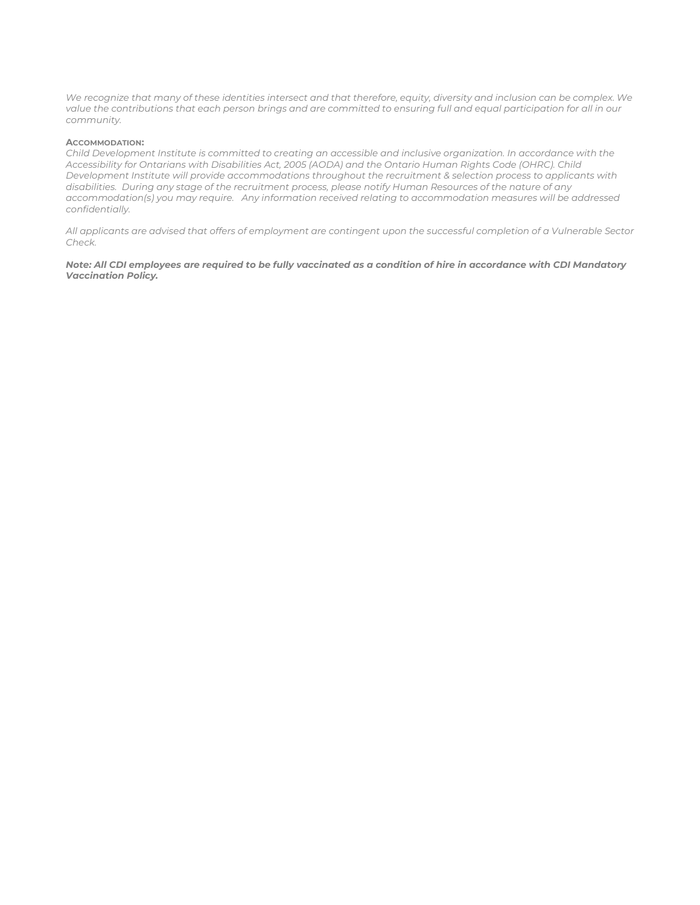*We recognize that many of these identities intersect and that therefore, equity, diversity and inclusion can be complex. We value the contributions that each person brings and are committed to ensuring full and equal participation for all in our community.*

**Accommodation:**

*Child Development Institute is committed to creating an accessible and inclusive organization. In accordance with the Accessibility for Ontarians with Disabilities Act, 2005 (AODA) and the Ontario Human Rights Code (OHRC). Child Development Institute will provide accommodations throughout the recruitment & selection process to applicants with disabilities. During any stage of the recruitment process, please notify Human Resources of the nature of any accommodation(s) you may require. Any information received relating to accommodation measures will be addressed confidentially.*

*All applicants are advised that offers of employment are contingent upon the successful completion of a Vulnerable Sector Check.*

***Note: All CDI employees are required to be fully vaccinated as a condition of hire in accordance with CDI Mandatory Vaccination Policy.***